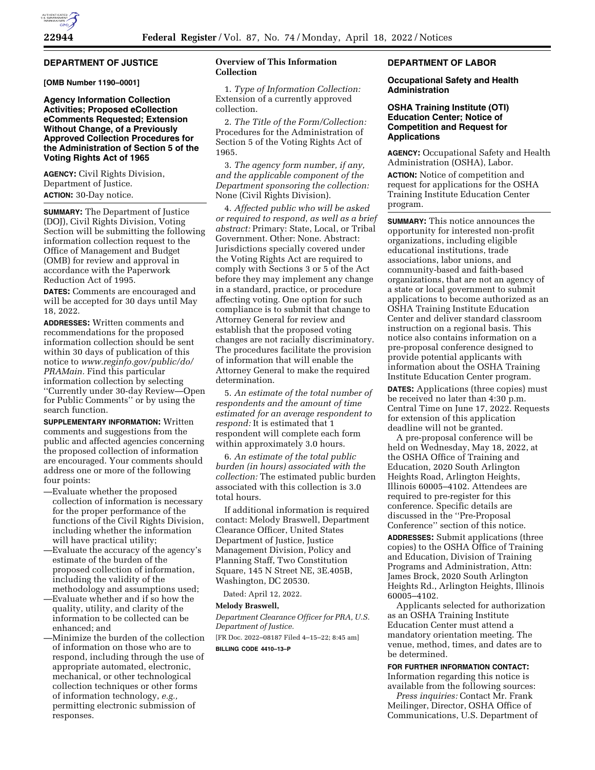## DEPARTMENT OF JUSTICE

**[OMB Number 1190–0001]**

### Agency Information Collection Activities; Proposed eCollection eComments Requested; Extension Without Change, of a Previously Approved Collection Procedures for the Administration of Section 5 of the Voting Rights Act of 1965

**AGENCY:** Civil Rights Division, Department of Justice.

**ACTION:** 30-Day notice.

**SUMMARY:** The Department of Justice (DOJ), Civil Rights Division, Voting Section will be submitting the following information collection request to the Office of Management and Budget (OMB) for review and approval in accordance with the Paperwork Reduction Act of 1995.

**DATES:** Comments are encouraged and will be accepted for 30 days until May 18, 2022.

**ADDRESSES:** Written comments and recommendations for the proposed information collection should be sent within 30 days of publication of this notice to *www.reginfo.gov/public/do/PRAMain.* Find this particular information collection by selecting ''Currently under 30-day Review—Open for Public Comments'' or by using the search function.

**SUPPLEMENTARY INFORMATION:** Written comments and suggestions from the public and affected agencies concerning the proposed collection of information are encouraged. Your comments should address one or more of the following four points:

—Evaluate whether the proposed collection of information is necessary for the proper performance of the functions of the Civil Rights Division, including whether the information will have practical utility;

—Evaluate the accuracy of the agency's estimate of the burden of the proposed collection of information, including the validity of the methodology and assumptions used;

—Evaluate whether and if so how the quality, utility, and clarity of the information to be collected can be enhanced; and

—Minimize the burden of the collection of information on those who are to respond, including through the use of appropriate automated, electronic, mechanical, or other technological collection techniques or other forms of information technology, *e.g.,* permitting electronic submission of responses.

**Overview of This Information Collection**

1. *Type of Information Collection:* Extension of a currently approved collection.

2. *The Title of the Form/Collection:* Procedures for the Administration of Section 5 of the Voting Rights Act of 1965.

3. *The agency form number, if any, and the applicable component of the Department sponsoring the collection:* None (Civil Rights Division).

4. *Affected public who will be asked or required to respond, as well as a brief abstract:* Primary: State, Local, or Tribal Government. Other: None. Abstract: Jurisdictions specially covered under the Voting Rights Act are required to comply with Sections 3 or 5 of the Act before they may implement any change in a standard, practice, or procedure affecting voting. One option for such compliance is to submit that change to Attorney General for review and establish that the proposed voting changes are not racially discriminatory. The procedures facilitate the provision of information that will enable the Attorney General to make the required determination.

5. *An estimate of the total number of respondents and the amount of time estimated for an average respondent to respond:* It is estimated that 1 respondent will complete each form within approximately 3.0 hours.

6. *An estimate of the total public burden (in hours) associated with the collection:* The estimated public burden associated with this collection is 3.0 total hours.

If additional information is required contact: Melody Braswell, Department Clearance Officer, United States Department of Justice, Justice Management Division, Policy and Planning Staff, Two Constitution Square, 145 N Street NE, 3E.405B, Washington, DC 20530.

Dated: April 12, 2022.

**Melody Braswell,**

*Department Clearance Officer for PRA, U.S. Department of Justice.*

[FR Doc. 2022–08187 Filed 4–15–22; 8:45 am]

**BILLING CODE 4410–13–P**

## DEPARTMENT OF LABOR

### Occupational Safety and Health Administration

### OSHA Training Institute (OTI) Education Center; Notice of Competition and Request for Applications

**AGENCY:** Occupational Safety and Health Administration (OSHA), Labor.

**ACTION:** Notice of competition and request for applications for the OSHA Training Institute Education Center program.

**SUMMARY:** This notice announces the opportunity for interested non-profit organizations, including eligible educational institutions, trade associations, labor unions, and community-based and faith-based organizations, that are not an agency of a state or local government to submit applications to become authorized as an OSHA Training Institute Education Center and deliver standard classroom instruction on a regional basis. This notice also contains information on a pre-proposal conference designed to provide potential applicants with information about the OSHA Training Institute Education Center program.

**DATES:** Applications (three copies) must be received no later than 4:30 p.m. Central Time on June 17, 2022. Requests for extension of this application deadline will not be granted.

A pre-proposal conference will be held on Wednesday, May 18, 2022, at the OSHA Office of Training and Education, 2020 South Arlington Heights Road, Arlington Heights, Illinois 60005–4102. Attendees are required to pre-register for this conference. Specific details are discussed in the ''Pre-Proposal Conference'' section of this notice.

**ADDRESSES:** Submit applications (three copies) to the OSHA Office of Training and Education, Division of Training Programs and Administration, Attn: James Brock, 2020 South Arlington Heights Rd., Arlington Heights, Illinois 60005–4102.

Applicants selected for authorization as an OSHA Training Institute Education Center must attend a mandatory orientation meeting. The venue, method, times, and dates are to be determined.

**FOR FURTHER INFORMATION CONTACT:** Information regarding this notice is available from the following sources:

*Press inquiries:* Contact Mr. Frank Meilinger, Director, OSHA Office of Communications, U.S. Department of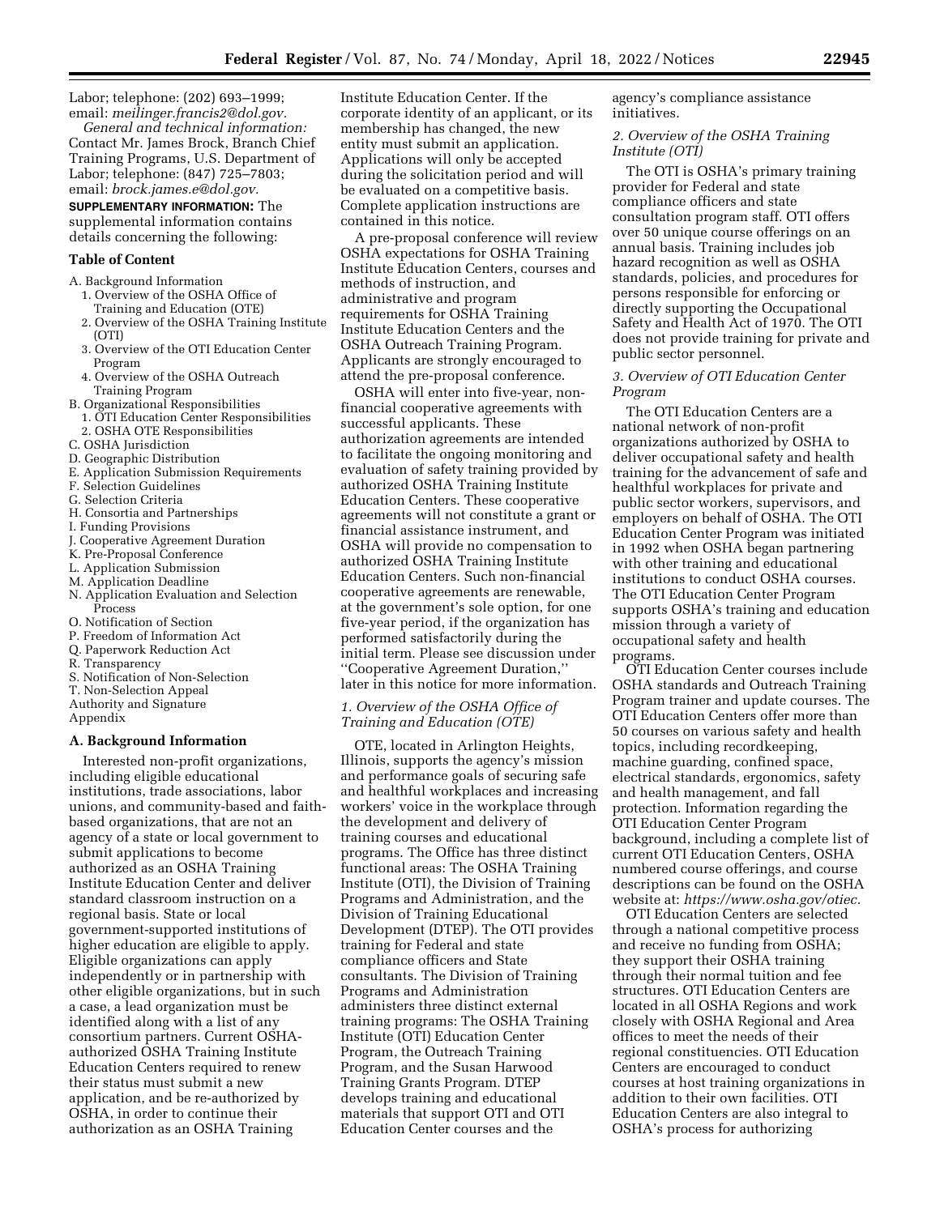Labor; telephone: (202) 693–1999; email: *meilinger.francis2@dol.gov.*

*General and technical information:* Contact Mr. James Brock, Branch Chief Training Programs, U.S. Department of Labor; telephone: (847) 725–7803; email: *brock.james.e@dol.gov.*

**SUPPLEMENTARY INFORMATION:** The supplemental information contains details concerning the following:

**Table of Content**

- A. Background Information
  - 1. Overview of the OSHA Office of Training and Education (OTE)
  - 2. Overview of the OSHA Training Institute (OTI)
  - 3. Overview of the OTI Education Center Program
  - 4. Overview of the OSHA Outreach Training Program
- B. Organizational Responsibilities
  - 1. OTI Education Center Responsibilities
  - 2. OSHA OTE Responsibilities
- C. OSHA Jurisdiction
- D. Geographic Distribution
- E. Application Submission Requirements
- F. Selection Guidelines
- G. Selection Criteria
- H. Consortia and Partnerships
- I. Funding Provisions
- J. Cooperative Agreement Duration
- K. Pre-Proposal Conference
- L. Application Submission
- M. Application Deadline
- N. Application Evaluation and Selection Process
- O. Notification of Section
- P. Freedom of Information Act
- Q. Paperwork Reduction Act
- R. Transparency
- S. Notification of Non-Selection
- T. Non-Selection Appeal
- Authority and Signature
- Appendix

## A. Background Information

Interested non-profit organizations, including eligible educational institutions, trade associations, labor unions, and community-based and faith-based organizations, that are not an agency of a state or local government to submit applications to become authorized as an OSHA Training Institute Education Center and deliver standard classroom instruction on a regional basis. State or local government-supported institutions of higher education are eligible to apply. Eligible organizations can apply independently or in partnership with other eligible organizations, but in such a case, a lead organization must be identified along with a list of any consortium partners. Current OSHA-authorized OSHA Training Institute Education Centers required to renew their status must submit a new application, and be re-authorized by OSHA, in order to continue their authorization as an OSHA Training Institute Education Center. If the corporate identity of an applicant, or its membership has changed, the new entity must submit an application. Applications will only be accepted during the solicitation period and will be evaluated on a competitive basis. Complete application instructions are contained in this notice.

A pre-proposal conference will review OSHA expectations for OSHA Training Institute Education Centers, courses and methods of instruction, and administrative and program requirements for OSHA Training Institute Education Centers and the OSHA Outreach Training Program. Applicants are strongly encouraged to attend the pre-proposal conference.

OSHA will enter into five-year, non-financial cooperative agreements with successful applicants. These authorization agreements are intended to facilitate the ongoing monitoring and evaluation of safety training provided by authorized OSHA Training Institute Education Centers. These cooperative agreements will not constitute a grant or financial assistance instrument, and OSHA will provide no compensation to authorized OSHA Training Institute Education Centers. Such non-financial cooperative agreements are renewable, at the government's sole option, for one five-year period, if the organization has performed satisfactorily during the initial term. Please see discussion under "Cooperative Agreement Duration," later in this notice for more information.

### *1. Overview of the OSHA Office of Training and Education (OTE)*

OTE, located in Arlington Heights, Illinois, supports the agency's mission and performance goals of securing safe and healthful workplaces and increasing workers' voice in the workplace through the development and delivery of training courses and educational programs. The Office has three distinct functional areas: The OSHA Training Institute (OTI), the Division of Training Programs and Administration, and the Division of Training Educational Development (DTEP). The OTI provides training for Federal and state compliance officers and State consultants. The Division of Training Programs and Administration administers three distinct external training programs: The OSHA Training Institute (OTI) Education Center Program, the Outreach Training Program, and the Susan Harwood Training Grants Program. DTEP develops training and educational materials that support OTI and OTI Education Center courses and the agency's compliance assistance initiatives.

### *2. Overview of the OSHA Training Institute (OTI)*

The OTI is OSHA's primary training provider for Federal and state compliance officers and state consultation program staff. OTI offers over 50 unique course offerings on an annual basis. Training includes job hazard recognition as well as OSHA standards, policies, and procedures for persons responsible for enforcing or directly supporting the Occupational Safety and Health Act of 1970. The OTI does not provide training for private and public sector personnel.

### *3. Overview of OTI Education Center Program*

The OTI Education Centers are a national network of non-profit organizations authorized by OSHA to deliver occupational safety and health training for the advancement of safe and healthful workplaces for private and public sector workers, supervisors, and employers on behalf of OSHA. The OTI Education Center Program was initiated in 1992 when OSHA began partnering with other training and educational institutions to conduct OSHA courses. The OTI Education Center Program supports OSHA's training and education mission through a variety of occupational safety and health programs.

OTI Education Center courses include OSHA standards and Outreach Training Program trainer and update courses. The OTI Education Centers offer more than 50 courses on various safety and health topics, including recordkeeping, machine guarding, confined space, electrical standards, ergonomics, safety and health management, and fall protection. Information regarding the OTI Education Center Program background, including a complete list of current OTI Education Centers, OSHA numbered course offerings, and course descriptions can be found on the OSHA website at: *https://www.osha.gov/otiec.*

OTI Education Centers are selected through a national competitive process and receive no funding from OSHA; they support their OSHA training through their normal tuition and fee structures. OTI Education Centers are located in all OSHA Regions and work closely with OSHA Regional and Area offices to meet the needs of their regional constituencies. OTI Education Centers are encouraged to conduct courses at host training organizations in addition to their own facilities. OTI Education Centers are also integral to OSHA's process for authorizing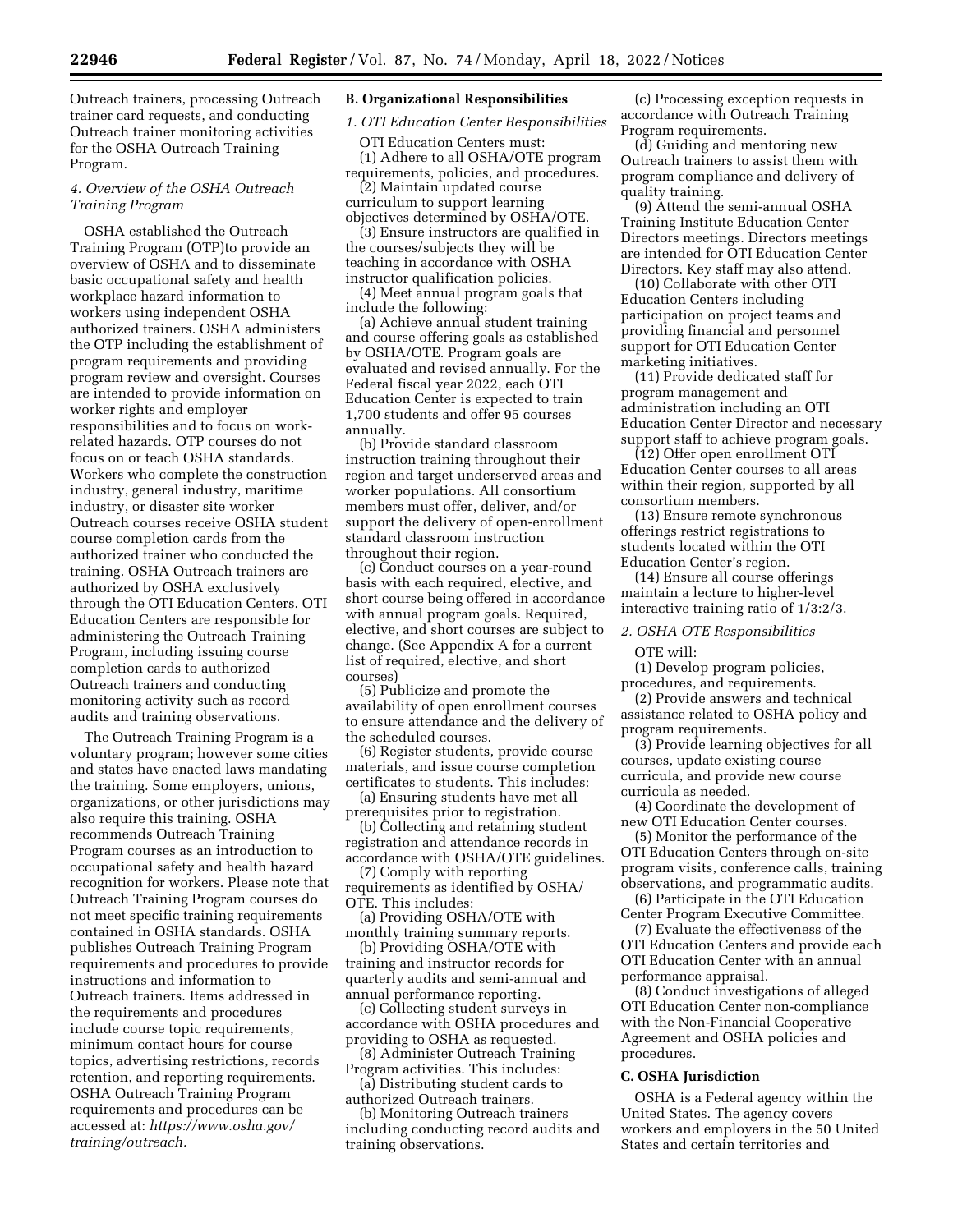Outreach trainers, processing Outreach trainer card requests, and conducting Outreach trainer monitoring activities for the OSHA Outreach Training Program.

*4. Overview of the OSHA Outreach Training Program*

OSHA established the Outreach Training Program (OTP)to provide an overview of OSHA and to disseminate basic occupational safety and health workplace hazard information to workers using independent OSHA authorized trainers. OSHA administers the OTP including the establishment of program requirements and providing program review and oversight. Courses are intended to provide information on worker rights and employer responsibilities and to focus on work-related hazards. OTP courses do not focus on or teach OSHA standards. Workers who complete the construction industry, general industry, maritime industry, or disaster site worker Outreach courses receive OSHA student course completion cards from the authorized trainer who conducted the training. OSHA Outreach trainers are authorized by OSHA exclusively through the OTI Education Centers. OTI Education Centers are responsible for administering the Outreach Training Program, including issuing course completion cards to authorized Outreach trainers and conducting monitoring activity such as record audits and training observations.

The Outreach Training Program is a voluntary program; however some cities and states have enacted laws mandating the training. Some employers, unions, organizations, or other jurisdictions may also require this training. OSHA recommends Outreach Training Program courses as an introduction to occupational safety and health hazard recognition for workers. Please note that Outreach Training Program courses do not meet specific training requirements contained in OSHA standards. OSHA publishes Outreach Training Program requirements and procedures to provide instructions and information to Outreach trainers. Items addressed in the requirements and procedures include course topic requirements, minimum contact hours for course topics, advertising restrictions, records retention, and reporting requirements. OSHA Outreach Training Program requirements and procedures can be accessed at: *https://www.osha.gov/training/outreach.*

### B. Organizational Responsibilities

*1. OTI Education Center Responsibilities*

OTI Education Centers must:

(1) Adhere to all OSHA/OTE program requirements, policies, and procedures.

(2) Maintain updated course curriculum to support learning objectives determined by OSHA/OTE.

(3) Ensure instructors are qualified in the courses/subjects they will be teaching in accordance with OSHA instructor qualification policies.

(4) Meet annual program goals that include the following:

(a) Achieve annual student training and course offering goals as established by OSHA/OTE. Program goals are evaluated and revised annually. For the Federal fiscal year 2022, each OTI Education Center is expected to train 1,700 students and offer 95 courses annually.

(b) Provide standard classroom instruction training throughout their region and target underserved areas and worker populations. All consortium members must offer, deliver, and/or support the delivery of open-enrollment standard classroom instruction throughout their region.

(c) Conduct courses on a year-round basis with each required, elective, and short course being offered in accordance with annual program goals. Required, elective, and short courses are subject to change. (See Appendix A for a current list of required, elective, and short courses)

(5) Publicize and promote the availability of open enrollment courses to ensure attendance and the delivery of the scheduled courses.

(6) Register students, provide course materials, and issue course completion certificates to students. This includes:

(a) Ensuring students have met all prerequisites prior to registration.

(b) Collecting and retaining student registration and attendance records in accordance with OSHA/OTE guidelines.

(7) Comply with reporting requirements as identified by OSHA/OTE. This includes:

(a) Providing OSHA/OTE with monthly training summary reports.

(b) Providing OSHA/OTE with training and instructor records for quarterly audits and semi-annual and annual performance reporting.

(c) Collecting student surveys in accordance with OSHA procedures and providing to OSHA as requested.

(8) Administer Outreach Training Program activities. This includes:

(a) Distributing student cards to authorized Outreach trainers.

(b) Monitoring Outreach trainers including conducting record audits and training observations.

(c) Processing exception requests in accordance with Outreach Training Program requirements.

(d) Guiding and mentoring new Outreach trainers to assist them with program compliance and delivery of quality training.

(9) Attend the semi-annual OSHA Training Institute Education Center Directors meetings. Directors meetings are intended for OTI Education Center Directors. Key staff may also attend.

(10) Collaborate with other OTI Education Centers including participation on project teams and providing financial and personnel support for OTI Education Center marketing initiatives.

(11) Provide dedicated staff for program management and administration including an OTI Education Center Director and necessary support staff to achieve program goals.

(12) Offer open enrollment OTI Education Center courses to all areas within their region, supported by all consortium members.

(13) Ensure remote synchronous offerings restrict registrations to students located within the OTI Education Center's region.

(14) Ensure all course offerings maintain a lecture to higher-level interactive training ratio of 1/3:2/3.

*2. OSHA OTE Responsibilities*

OTE will:

(1) Develop program policies, procedures, and requirements.

(2) Provide answers and technical assistance related to OSHA policy and program requirements.

(3) Provide learning objectives for all courses, update existing course curricula, and provide new course curricula as needed.

(4) Coordinate the development of new OTI Education Center courses.

(5) Monitor the performance of the OTI Education Centers through on-site program visits, conference calls, training observations, and programmatic audits.

(6) Participate in the OTI Education Center Program Executive Committee.

(7) Evaluate the effectiveness of the OTI Education Centers and provide each OTI Education Center with an annual performance appraisal.

(8) Conduct investigations of alleged OTI Education Center non-compliance with the Non-Financial Cooperative Agreement and OSHA policies and procedures.

### C. OSHA Jurisdiction

OSHA is a Federal agency within the United States. The agency covers workers and employers in the 50 United States and certain territories and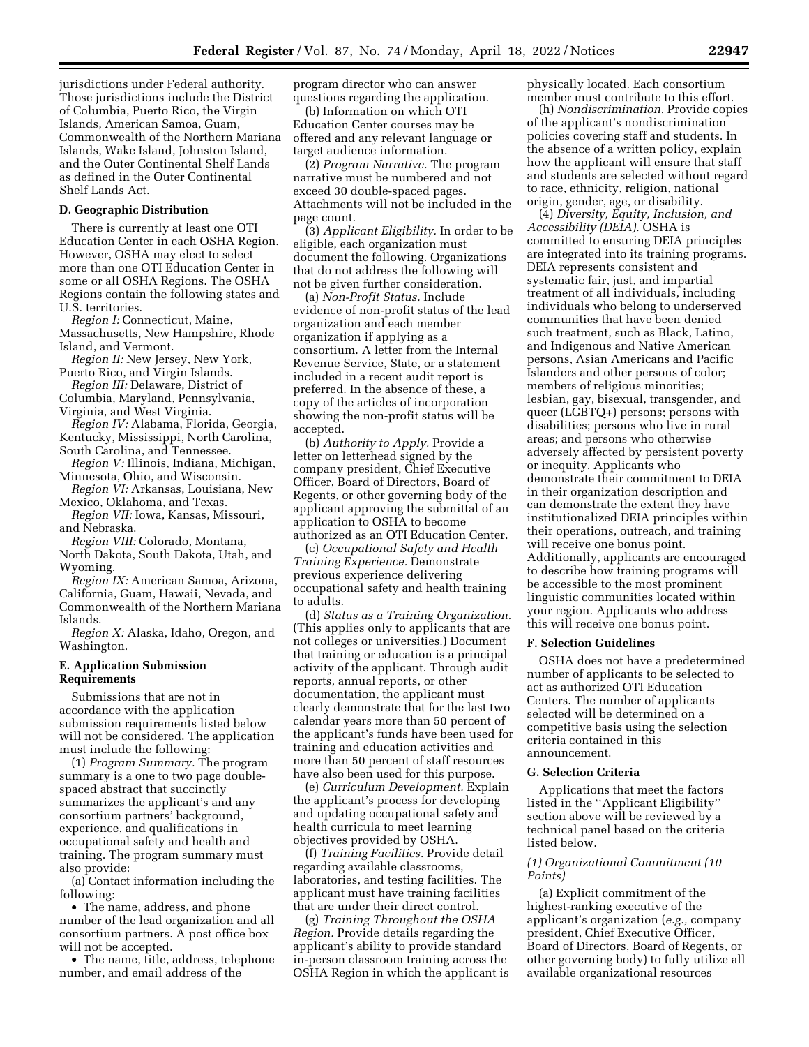jurisdictions under Federal authority. Those jurisdictions include the District of Columbia, Puerto Rico, the Virgin Islands, American Samoa, Guam, Commonwealth of the Northern Mariana Islands, Wake Island, Johnston Island, and the Outer Continental Shelf Lands as defined in the Outer Continental Shelf Lands Act.

### D. Geographic Distribution

There is currently at least one OTI Education Center in each OSHA Region. However, OSHA may elect to select more than one OTI Education Center in some or all OSHA Regions. The OSHA Regions contain the following states and U.S. territories.

*Region I:* Connecticut, Maine, Massachusetts, New Hampshire, Rhode Island, and Vermont.

*Region II:* New Jersey, New York, Puerto Rico, and Virgin Islands.

*Region III:* Delaware, District of Columbia, Maryland, Pennsylvania, Virginia, and West Virginia.

*Region IV:* Alabama, Florida, Georgia, Kentucky, Mississippi, North Carolina, South Carolina, and Tennessee.

*Region V:* Illinois, Indiana, Michigan, Minnesota, Ohio, and Wisconsin.

*Region VI:* Arkansas, Louisiana, New Mexico, Oklahoma, and Texas.

*Region VII:* Iowa, Kansas, Missouri, and Nebraska.

*Region VIII:* Colorado, Montana, North Dakota, South Dakota, Utah, and Wyoming.

*Region IX:* American Samoa, Arizona, California, Guam, Hawaii, Nevada, and Commonwealth of the Northern Mariana Islands.

*Region X:* Alaska, Idaho, Oregon, and Washington.

### E. Application Submission Requirements

Submissions that are not in accordance with the application submission requirements listed below will not be considered. The application must include the following:

(1) *Program Summary.* The program summary is a one to two page double-spaced abstract that succinctly summarizes the applicant's and any consortium partners' background, experience, and qualifications in occupational safety and health and training. The program summary must also provide:

(a) Contact information including the following:

- The name, address, and phone number of the lead organization and all consortium partners. A post office box will not be accepted.
- The name, title, address, telephone number, and email address of the program director who can answer questions regarding the application.

(b) Information on which OTI Education Center courses may be offered and any relevant language or target audience information.

(2) *Program Narrative.* The program narrative must be numbered and not exceed 30 double-spaced pages. Attachments will not be included in the page count.

(3) *Applicant Eligibility.* In order to be eligible, each organization must document the following. Organizations that do not address the following will not be given further consideration.

(a) *Non-Profit Status.* Include evidence of non-profit status of the lead organization and each member organization if applying as a consortium. A letter from the Internal Revenue Service, State, or a statement included in a recent audit report is preferred. In the absence of these, a copy of the articles of incorporation showing the non-profit status will be accepted.

(b) *Authority to Apply.* Provide a letter on letterhead signed by the company president, Chief Executive Officer, Board of Directors, Board of Regents, or other governing body of the applicant approving the submittal of an application to OSHA to become authorized as an OTI Education Center.

(c) *Occupational Safety and Health Training Experience.* Demonstrate previous experience delivering occupational safety and health training to adults.

(d) *Status as a Training Organization.* (This applies only to applicants that are not colleges or universities.) Document that training or education is a principal activity of the applicant. Through audit reports, annual reports, or other documentation, the applicant must clearly demonstrate that for the last two calendar years more than 50 percent of the applicant's funds have been used for training and education activities and more than 50 percent of staff resources have also been used for this purpose.

(e) *Curriculum Development.* Explain the applicant's process for developing and updating occupational safety and health curricula to meet learning objectives provided by OSHA.

(f) *Training Facilities.* Provide detail regarding available classrooms, laboratories, and testing facilities. The applicant must have training facilities that are under their direct control.

(g) *Training Throughout the OSHA Region.* Provide details regarding the applicant's ability to provide standard in-person classroom training across the OSHA Region in which the applicant is physically located. Each consortium member must contribute to this effort.

(h) *Nondiscrimination.* Provide copies of the applicant's nondiscrimination policies covering staff and students. In the absence of a written policy, explain how the applicant will ensure that staff and students are selected without regard to race, ethnicity, religion, national origin, gender, age, or disability.

(4) *Diversity, Equity, Inclusion, and Accessibility (DEIA).* OSHA is committed to ensuring DEIA principles are integrated into its training programs. DEIA represents consistent and systematic fair, just, and impartial treatment of all individuals, including individuals who belong to underserved communities that have been denied such treatment, such as Black, Latino, and Indigenous and Native American persons, Asian Americans and Pacific Islanders and other persons of color; members of religious minorities; lesbian, gay, bisexual, transgender, and queer (LGBTQ+) persons; persons with disabilities; persons who live in rural areas; and persons who otherwise adversely affected by persistent poverty or inequity. Applicants who demonstrate their commitment to DEIA in their organization description and can demonstrate the extent they have institutionalized DEIA principles within their operations, outreach, and training will receive one bonus point. Additionally, applicants are encouraged to describe how training programs will be accessible to the most prominent linguistic communities located within your region. Applicants who address this will receive one bonus point.

### F. Selection Guidelines

OSHA does not have a predetermined number of applicants to be selected to act as authorized OTI Education Centers. The number of applicants selected will be determined on a competitive basis using the selection criteria contained in this announcement.

### G. Selection Criteria

Applications that meet the factors listed in the ''Applicant Eligibility'' section above will be reviewed by a technical panel based on the criteria listed below.

#### *(1) Organizational Commitment (10 Points)*

(a) Explicit commitment of the highest-ranking executive of the applicant's organization (*e.g.,* company president, Chief Executive Officer, Board of Directors, Board of Regents, or other governing body) to fully utilize all available organizational resources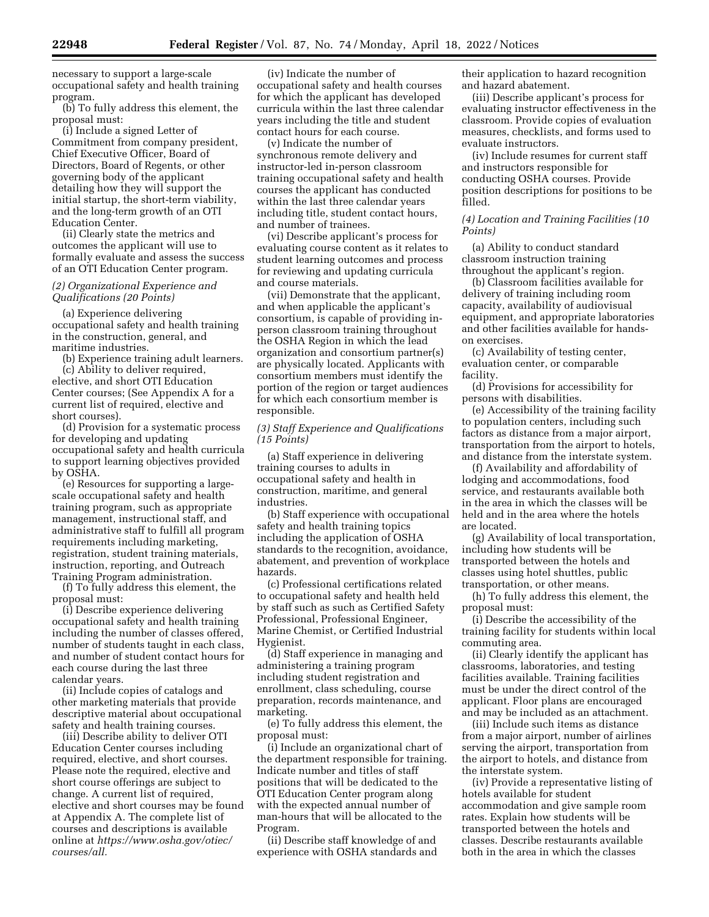necessary to support a large-scale occupational safety and health training program.

(b) To fully address this element, the proposal must:

(i) Include a signed Letter of Commitment from company president, Chief Executive Officer, Board of Directors, Board of Regents, or other governing body of the applicant detailing how they will support the initial startup, the short-term viability, and the long-term growth of an OTI Education Center.

(ii) Clearly state the metrics and outcomes the applicant will use to formally evaluate and assess the success of an OTI Education Center program.

*(2) Organizational Experience and Qualifications (20 Points)*

(a) Experience delivering occupational safety and health training in the construction, general, and maritime industries.

(b) Experience training adult learners.

(c) Ability to deliver required, elective, and short OTI Education Center courses; (See Appendix A for a current list of required, elective and short courses).

(d) Provision for a systematic process for developing and updating occupational safety and health curricula to support learning objectives provided by OSHA.

(e) Resources for supporting a large-scale occupational safety and health training program, such as appropriate management, instructional staff, and administrative staff to fulfill all program requirements including marketing, registration, student training materials, instruction, reporting, and Outreach Training Program administration.

(f) To fully address this element, the proposal must:

(i) Describe experience delivering occupational safety and health training including the number of classes offered, number of students taught in each class, and number of student contact hours for each course during the last three calendar years.

(ii) Include copies of catalogs and other marketing materials that provide descriptive material about occupational safety and health training courses.

(iii) Describe ability to deliver OTI Education Center courses including required, elective, and short courses. Please note the required, elective and short course offerings are subject to change. A current list of required, elective and short courses may be found at Appendix A. The complete list of courses and descriptions is available online at *https://www.osha.gov/otiec/courses/all.*

(iv) Indicate the number of occupational safety and health courses for which the applicant has developed curricula within the last three calendar years including the title and student contact hours for each course.

(v) Indicate the number of synchronous remote delivery and instructor-led in-person classroom training occupational safety and health courses the applicant has conducted within the last three calendar years including title, student contact hours, and number of trainees.

(vi) Describe applicant's process for evaluating course content as it relates to student learning outcomes and process for reviewing and updating curricula and course materials.

(vii) Demonstrate that the applicant, and when applicable the applicant's consortium, is capable of providing in-person classroom training throughout the OSHA Region in which the lead organization and consortium partner(s) are physically located. Applicants with consortium members must identify the portion of the region or target audiences for which each consortium member is responsible.

*(3) Staff Experience and Qualifications (15 Points)*

(a) Staff experience in delivering training courses to adults in occupational safety and health in construction, maritime, and general industries.

(b) Staff experience with occupational safety and health training topics including the application of OSHA standards to the recognition, avoidance, abatement, and prevention of workplace hazards.

(c) Professional certifications related to occupational safety and health held by staff such as such as Certified Safety Professional, Professional Engineer, Marine Chemist, or Certified Industrial Hygienist.

(d) Staff experience in managing and administering a training program including student registration and enrollment, class scheduling, course preparation, records maintenance, and marketing.

(e) To fully address this element, the proposal must:

(i) Include an organizational chart of the department responsible for training. Indicate number and titles of staff positions that will be dedicated to the OTI Education Center program along with the expected annual number of man-hours that will be allocated to the Program.

(ii) Describe staff knowledge of and experience with OSHA standards and their application to hazard recognition and hazard abatement.

(iii) Describe applicant's process for evaluating instructor effectiveness in the classroom. Provide copies of evaluation measures, checklists, and forms used to evaluate instructors.

(iv) Include resumes for current staff and instructors responsible for conducting OSHA courses. Provide position descriptions for positions to be filled.

*(4) Location and Training Facilities (10 Points)*

(a) Ability to conduct standard classroom instruction training throughout the applicant's region.

(b) Classroom facilities available for delivery of training including room capacity, availability of audiovisual equipment, and appropriate laboratories and other facilities available for hands-on exercises.

(c) Availability of testing center, evaluation center, or comparable facility.

(d) Provisions for accessibility for persons with disabilities.

(e) Accessibility of the training facility to population centers, including such factors as distance from a major airport, transportation from the airport to hotels, and distance from the interstate system.

(f) Availability and affordability of lodging and accommodations, food service, and restaurants available both in the area in which the classes will be held and in the area where the hotels are located.

(g) Availability of local transportation, including how students will be transported between the hotels and classes using hotel shuttles, public transportation, or other means.

(h) To fully address this element, the proposal must:

(i) Describe the accessibility of the training facility for students within local commuting area.

(ii) Clearly identify the applicant has classrooms, laboratories, and testing facilities available. Training facilities must be under the direct control of the applicant. Floor plans are encouraged and may be included as an attachment.

(iii) Include such items as distance from a major airport, number of airlines serving the airport, transportation from the airport to hotels, and distance from the interstate system.

(iv) Provide a representative listing of hotels available for student accommodation and give sample room rates. Explain how students will be transported between the hotels and classes. Describe restaurants available both in the area in which the classes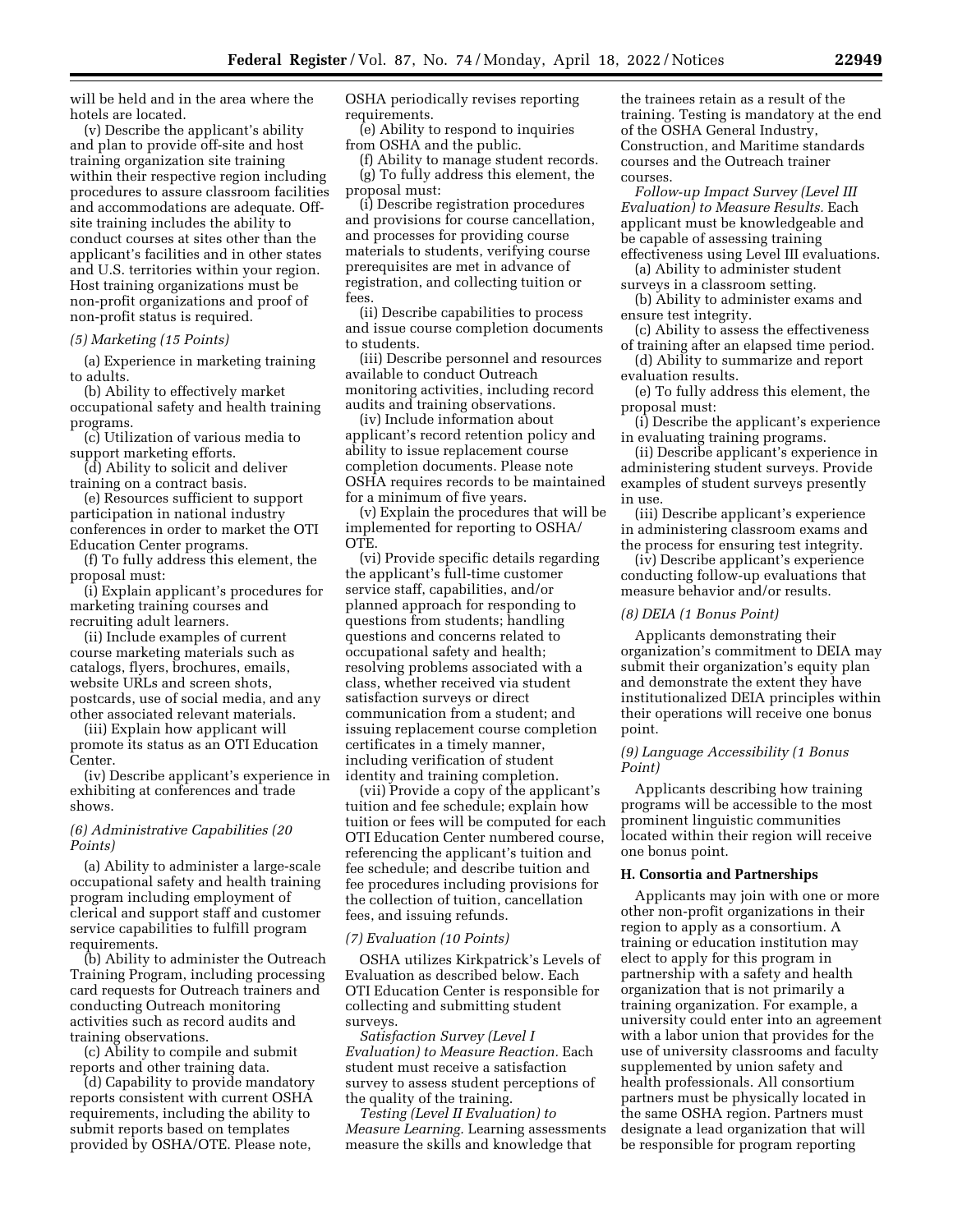will be held and in the area where the hotels are located.

(v) Describe the applicant's ability and plan to provide off-site and host training organization site training within their respective region including procedures to assure classroom facilities and accommodations are adequate. Off-site training includes the ability to conduct courses at sites other than the applicant's facilities and in other states and U.S. territories within your region. Host training organizations must be non-profit organizations and proof of non-profit status is required.

*(5) Marketing (15 Points)*

(a) Experience in marketing training to adults.

(b) Ability to effectively market occupational safety and health training programs.

(c) Utilization of various media to support marketing efforts.

(d) Ability to solicit and deliver training on a contract basis.

(e) Resources sufficient to support participation in national industry conferences in order to market the OTI Education Center programs.

(f) To fully address this element, the proposal must:

(i) Explain applicant's procedures for marketing training courses and recruiting adult learners.

(ii) Include examples of current course marketing materials such as catalogs, flyers, brochures, emails, website URLs and screen shots, postcards, use of social media, and any other associated relevant materials.

(iii) Explain how applicant will promote its status as an OTI Education Center.

(iv) Describe applicant's experience in exhibiting at conferences and trade shows.

*(6) Administrative Capabilities (20 Points)*

(a) Ability to administer a large-scale occupational safety and health training program including employment of clerical and support staff and customer service capabilities to fulfill program requirements.

(b) Ability to administer the Outreach Training Program, including processing card requests for Outreach trainers and conducting Outreach monitoring activities such as record audits and training observations.

(c) Ability to compile and submit reports and other training data.

(d) Capability to provide mandatory reports consistent with current OSHA requirements, including the ability to submit reports based on templates provided by OSHA/OTE. Please note, OSHA periodically revises reporting requirements.

(e) Ability to respond to inquiries from OSHA and the public.

(f) Ability to manage student records.

(g) To fully address this element, the proposal must:

(i) Describe registration procedures and provisions for course cancellation, and processes for providing course materials to students, verifying course prerequisites are met in advance of registration, and collecting tuition or fees.

(ii) Describe capabilities to process and issue course completion documents to students.

(iii) Describe personnel and resources available to conduct Outreach monitoring activities, including record audits and training observations.

(iv) Include information about applicant's record retention policy and ability to issue replacement course completion documents. Please note OSHA requires records to be maintained for a minimum of five years.

(v) Explain the procedures that will be implemented for reporting to OSHA/OTE.

(vi) Provide specific details regarding the applicant's full-time customer service staff, capabilities, and/or planned approach for responding to questions from students; handling questions and concerns related to occupational safety and health; resolving problems associated with a class, whether received via student satisfaction surveys or direct communication from a student; and issuing replacement course completion certificates in a timely manner, including verification of student identity and training completion.

(vii) Provide a copy of the applicant's tuition and fee schedule; explain how tuition or fees will be computed for each OTI Education Center numbered course, referencing the applicant's tuition and fee schedule; and describe tuition and fee procedures including provisions for the collection of tuition, cancellation fees, and issuing refunds.

*(7) Evaluation (10 Points)*

OSHA utilizes Kirkpatrick's Levels of Evaluation as described below. Each OTI Education Center is responsible for collecting and submitting student surveys.

*Satisfaction Survey (Level I Evaluation) to Measure Reaction.* Each student must receive a satisfaction survey to assess student perceptions of the quality of the training.

*Testing (Level II Evaluation) to Measure Learning.* Learning assessments measure the skills and knowledge that the trainees retain as a result of the training. Testing is mandatory at the end of the OSHA General Industry, Construction, and Maritime standards courses and the Outreach trainer courses.

*Follow-up Impact Survey (Level III Evaluation) to Measure Results.* Each applicant must be knowledgeable and be capable of assessing training effectiveness using Level III evaluations.

(a) Ability to administer student surveys in a classroom setting.

(b) Ability to administer exams and ensure test integrity.

(c) Ability to assess the effectiveness of training after an elapsed time period.

(d) Ability to summarize and report evaluation results.

(e) To fully address this element, the proposal must:

(i) Describe the applicant's experience in evaluating training programs.

(ii) Describe applicant's experience in administering student surveys. Provide examples of student surveys presently in use.

(iii) Describe applicant's experience in administering classroom exams and the process for ensuring test integrity.

(iv) Describe applicant's experience conducting follow-up evaluations that measure behavior and/or results.

*(8) DEIA (1 Bonus Point)*

Applicants demonstrating their organization's commitment to DEIA may submit their organization's equity plan and demonstrate the extent they have institutionalized DEIA principles within their operations will receive one bonus point.

*(9) Language Accessibility (1 Bonus Point)*

Applicants describing how training programs will be accessible to the most prominent linguistic communities located within their region will receive one bonus point.

**H. Consortia and Partnerships**

Applicants may join with one or more other non-profit organizations in their region to apply as a consortium. A training or education institution may elect to apply for this program in partnership with a safety and health organization that is not primarily a training organization. For example, a university could enter into an agreement with a labor union that provides for the use of university classrooms and faculty supplemented by union safety and health professionals. All consortium partners must be physically located in the same OSHA region. Partners must designate a lead organization that will be responsible for program reporting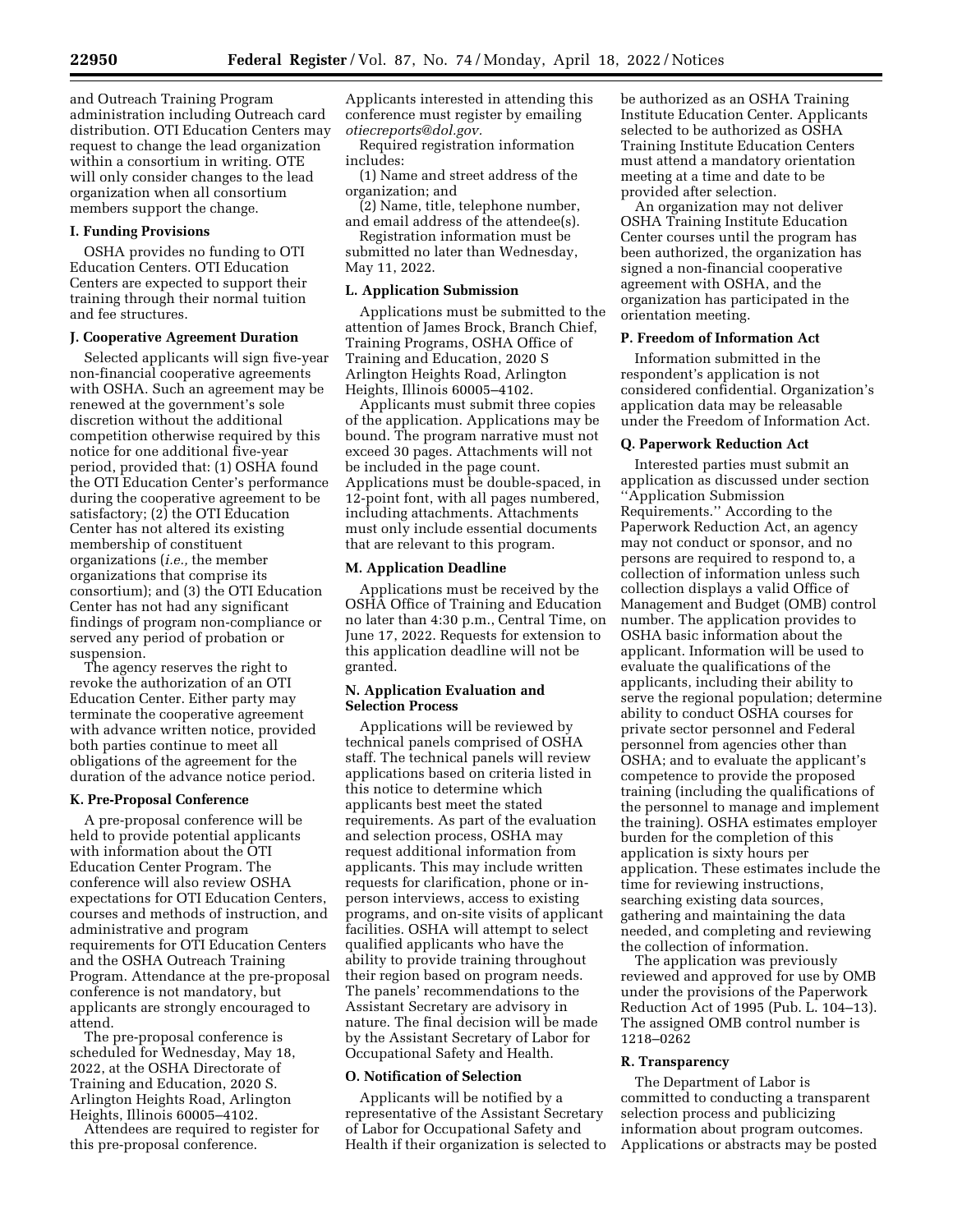and Outreach Training Program administration including Outreach card distribution. OTI Education Centers may request to change the lead organization within a consortium in writing. OTE will only consider changes to the lead organization when all consortium members support the change.

### I. Funding Provisions

OSHA provides no funding to OTI Education Centers. OTI Education Centers are expected to support their training through their normal tuition and fee structures.

### J. Cooperative Agreement Duration

Selected applicants will sign five-year non-financial cooperative agreements with OSHA. Such an agreement may be renewed at the government's sole discretion without the additional competition otherwise required by this notice for one additional five-year period, provided that: (1) OSHA found the OTI Education Center's performance during the cooperative agreement to be satisfactory; (2) the OTI Education Center has not altered its existing membership of constituent organizations (*i.e.,* the member organizations that comprise its consortium); and (3) the OTI Education Center has not had any significant findings of program non-compliance or served any period of probation or suspension.

The agency reserves the right to revoke the authorization of an OTI Education Center. Either party may terminate the cooperative agreement with advance written notice, provided both parties continue to meet all obligations of the agreement for the duration of the advance notice period.

### K. Pre-Proposal Conference

A pre-proposal conference will be held to provide potential applicants with information about the OTI Education Center Program. The conference will also review OSHA expectations for OTI Education Centers, courses and methods of instruction, and administrative and program requirements for OTI Education Centers and the OSHA Outreach Training Program. Attendance at the pre-proposal conference is not mandatory, but applicants are strongly encouraged to attend.

The pre-proposal conference is scheduled for Wednesday, May 18, 2022, at the OSHA Directorate of Training and Education, 2020 S. Arlington Heights Road, Arlington Heights, Illinois 60005–4102.

Attendees are required to register for this pre-proposal conference. Applicants interested in attending this conference must register by emailing *otiecreports@dol.gov.*

Required registration information includes:

(1) Name and street address of the organization; and

(2) Name, title, telephone number, and email address of the attendee(s).

Registration information must be submitted no later than Wednesday, May 11, 2022.

### L. Application Submission

Applications must be submitted to the attention of James Brock, Branch Chief, Training Programs, OSHA Office of Training and Education, 2020 S Arlington Heights Road, Arlington Heights, Illinois 60005–4102.

Applicants must submit three copies of the application. Applications may be bound. The program narrative must not exceed 30 pages. Attachments will not be included in the page count. Applications must be double-spaced, in 12-point font, with all pages numbered, including attachments. Attachments must only include essential documents that are relevant to this program.

### M. Application Deadline

Applications must be received by the OSHA Office of Training and Education no later than 4:30 p.m., Central Time, on June 17, 2022. Requests for extension to this application deadline will not be granted.

### N. Application Evaluation and Selection Process

Applications will be reviewed by technical panels comprised of OSHA staff. The technical panels will review applications based on criteria listed in this notice to determine which applicants best meet the stated requirements. As part of the evaluation and selection process, OSHA may request additional information from applicants. This may include written requests for clarification, phone or in-person interviews, access to existing programs, and on-site visits of applicant facilities. OSHA will attempt to select qualified applicants who have the ability to provide training throughout their region based on program needs. The panels' recommendations to the Assistant Secretary are advisory in nature. The final decision will be made by the Assistant Secretary of Labor for Occupational Safety and Health.

### O. Notification of Selection

Applicants will be notified by a representative of the Assistant Secretary of Labor for Occupational Safety and Health if their organization is selected to be authorized as an OSHA Training Institute Education Center. Applicants selected to be authorized as OSHA Training Institute Education Centers must attend a mandatory orientation meeting at a time and date to be provided after selection.

An organization may not deliver OSHA Training Institute Education Center courses until the program has been authorized, the organization has signed a non-financial cooperative agreement with OSHA, and the organization has participated in the orientation meeting.

### P. Freedom of Information Act

Information submitted in the respondent's application is not considered confidential. Organization's application data may be releasable under the Freedom of Information Act.

### Q. Paperwork Reduction Act

Interested parties must submit an application as discussed under section "Application Submission Requirements." According to the Paperwork Reduction Act, an agency may not conduct or sponsor, and no persons are required to respond to, a collection of information unless such collection displays a valid Office of Management and Budget (OMB) control number. The application provides to OSHA basic information about the applicant. Information will be used to evaluate the qualifications of the applicants, including their ability to serve the regional population; determine ability to conduct OSHA courses for private sector personnel and Federal personnel from agencies other than OSHA; and to evaluate the applicant's competence to provide the proposed training (including the qualifications of the personnel to manage and implement the training). OSHA estimates employer burden for the completion of this application is sixty hours per application. These estimates include the time for reviewing instructions, searching existing data sources, gathering and maintaining the data needed, and completing and reviewing the collection of information.

The application was previously reviewed and approved for use by OMB under the provisions of the Paperwork Reduction Act of 1995 (Pub. L. 104–13). The assigned OMB control number is 1218–0262

### R. Transparency

The Department of Labor is committed to conducting a transparent selection process and publicizing information about program outcomes. Applications or abstracts may be posted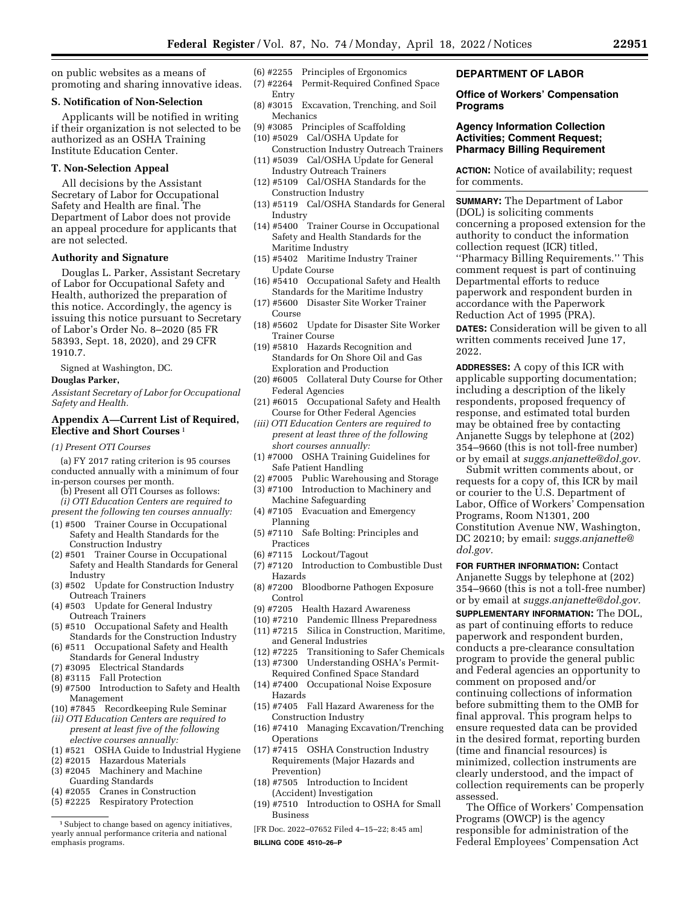on public websites as a means of promoting and sharing innovative ideas.

### S. Notification of Non-Selection

Applicants will be notified in writing if their organization is not selected to be authorized as an OSHA Training Institute Education Center.

### T. Non-Selection Appeal

All decisions by the Assistant Secretary of Labor for Occupational Safety and Health are final. The Department of Labor does not provide an appeal procedure for applicants that are not selected.

### Authority and Signature

Douglas L. Parker, Assistant Secretary of Labor for Occupational Safety and Health, authorized the preparation of this notice. Accordingly, the agency is issuing this notice pursuant to Secretary of Labor's Order No. 8–2020 (85 FR 58393, Sept. 18, 2020), and 29 CFR 1910.7.

Signed at Washington, DC.

**Douglas Parker,**

*Assistant Secretary of Labor for Occupational Safety and Health.*

### Appendix A—Current List of Required, Elective and Short Courses [1]

*(1) Present OTI Courses*

(a) FY 2017 rating criterion is 95 courses conducted annually with a minimum of four in-person courses per month.

(b) Present all OTI Courses as follows:

*(i) OTI Education Centers are required to present the following ten courses annually:*

(1) #500 Trainer Course in Occupational Safety and Health Standards for the Construction Industry
(2) #501 Trainer Course in Occupational Safety and Health Standards for General Industry
(3) #502 Update for Construction Industry Outreach Trainers
(4) #503 Update for General Industry Outreach Trainers
(5) #510 Occupational Safety and Health Standards for the Construction Industry
(6) #511 Occupational Safety and Health Standards for General Industry
(7) #3095 Electrical Standards
(8) #3115 Fall Protection
(9) #7500 Introduction to Safety and Health Management
(10) #7845 Recordkeeping Rule Seminar

*(ii) OTI Education Centers are required to present at least five of the following elective courses annually:*

(1) #521 OSHA Guide to Industrial Hygiene
(2) #2015 Hazardous Materials
(3) #2045 Machinery and Machine Guarding Standards
(4) #2055 Cranes in Construction
(5) #2225 Respiratory Protection
(6) #2255 Principles of Ergonomics
(7) #2264 Permit-Required Confined Space Entry
(8) #3015 Excavation, Trenching, and Soil Mechanics
(9) #3085 Principles of Scaffolding
(10) #5029 Cal/OSHA Update for Construction Industry Outreach Trainers
(11) #5039 Cal/OSHA Update for General Industry Outreach Trainers
(12) #5109 Cal/OSHA Standards for the Construction Industry
(13) #5119 Cal/OSHA Standards for General Industry
(14) #5400 Trainer Course in Occupational Safety and Health Standards for the Maritime Industry
(15) #5402 Maritime Industry Trainer Update Course
(16) #5410 Occupational Safety and Health Standards for the Maritime Industry
(17) #5600 Disaster Site Worker Trainer Course
(18) #5602 Update for Disaster Site Worker Trainer Course
(19) #5810 Hazards Recognition and Standards for On Shore Oil and Gas Exploration and Production
(20) #6005 Collateral Duty Course for Other Federal Agencies
(21) #6015 Occupational Safety and Health Course for Other Federal Agencies

*(iii) OTI Education Centers are required to present at least three of the following short courses annually:*

(1) #7000 OSHA Training Guidelines for Safe Patient Handling
(2) #7005 Public Warehousing and Storage
(3) #7100 Introduction to Machinery and Machine Safeguarding
(4) #7105 Evacuation and Emergency Planning
(5) #7110 Safe Bolting: Principles and Practices
(6) #7115 Lockout/Tagout
(7) #7120 Introduction to Combustible Dust Hazards
(8) #7200 Bloodborne Pathogen Exposure Control
(9) #7205 Health Hazard Awareness
(10) #7210 Pandemic Illness Preparedness
(11) #7215 Silica in Construction, Maritime, and General Industries
(12) #7225 Transitioning to Safer Chemicals
(13) #7300 Understanding OSHA's Permit-Required Confined Space Standard
(14) #7400 Occupational Noise Exposure Hazards
(15) #7405 Fall Hazard Awareness for the Construction Industry
(16) #7410 Managing Excavation/Trenching Operations
(17) #7415 OSHA Construction Industry Requirements (Major Hazards and Prevention)
(18) #7505 Introduction to Incident (Accident) Investigation
(19) #7510 Introduction to OSHA for Small Business

[1] Subject to change based on agency initiatives, yearly annual performance criteria and national emphasis programs.

[FR Doc. 2022–07652 Filed 4–15–22; 8:45 am]

**BILLING CODE 4510–26–P**

## DEPARTMENT OF LABOR

### Office of Workers' Compensation Programs

### Agency Information Collection Activities; Comment Request; Pharmacy Billing Requirement

**ACTION:** Notice of availability; request for comments.

**SUMMARY:** The Department of Labor (DOL) is soliciting comments concerning a proposed extension for the authority to conduct the information collection request (ICR) titled, ''Pharmacy Billing Requirements.'' This comment request is part of continuing Departmental efforts to reduce paperwork and respondent burden in accordance with the Paperwork Reduction Act of 1995 (PRA).

**DATES:** Consideration will be given to all written comments received June 17, 2022.

**ADDRESSES:** A copy of this ICR with applicable supporting documentation; including a description of the likely respondents, proposed frequency of response, and estimated total burden may be obtained free by contacting Anjanette Suggs by telephone at (202) 354–9660 (this is not toll-free number) or by email at *suggs.anjanette@dol.gov.*

Submit written comments about, or requests for a copy of, this ICR by mail or courier to the U.S. Department of Labor, Office of Workers' Compensation Programs, Room N1301, 200 Constitution Avenue NW, Washington, DC 20210; by email: *suggs.anjanette@dol.gov.*

**FOR FURTHER INFORMATION:** Contact Anjanette Suggs by telephone at (202) 354–9660 (this is not a toll-free number) or by email at *suggs.anjanette@dol.gov.*

**SUPPLEMENTARY INFORMATION:** The DOL, as part of continuing efforts to reduce paperwork and respondent burden, conducts a pre-clearance consultation program to provide the general public and Federal agencies an opportunity to comment on proposed and/or continuing collections of information before submitting them to the OMB for final approval. This program helps to ensure requested data can be provided in the desired format, reporting burden (time and financial resources) is minimized, collection instruments are clearly understood, and the impact of collection requirements can be properly assessed.

The Office of Workers' Compensation Programs (OWCP) is the agency responsible for administration of the Federal Employees' Compensation Act